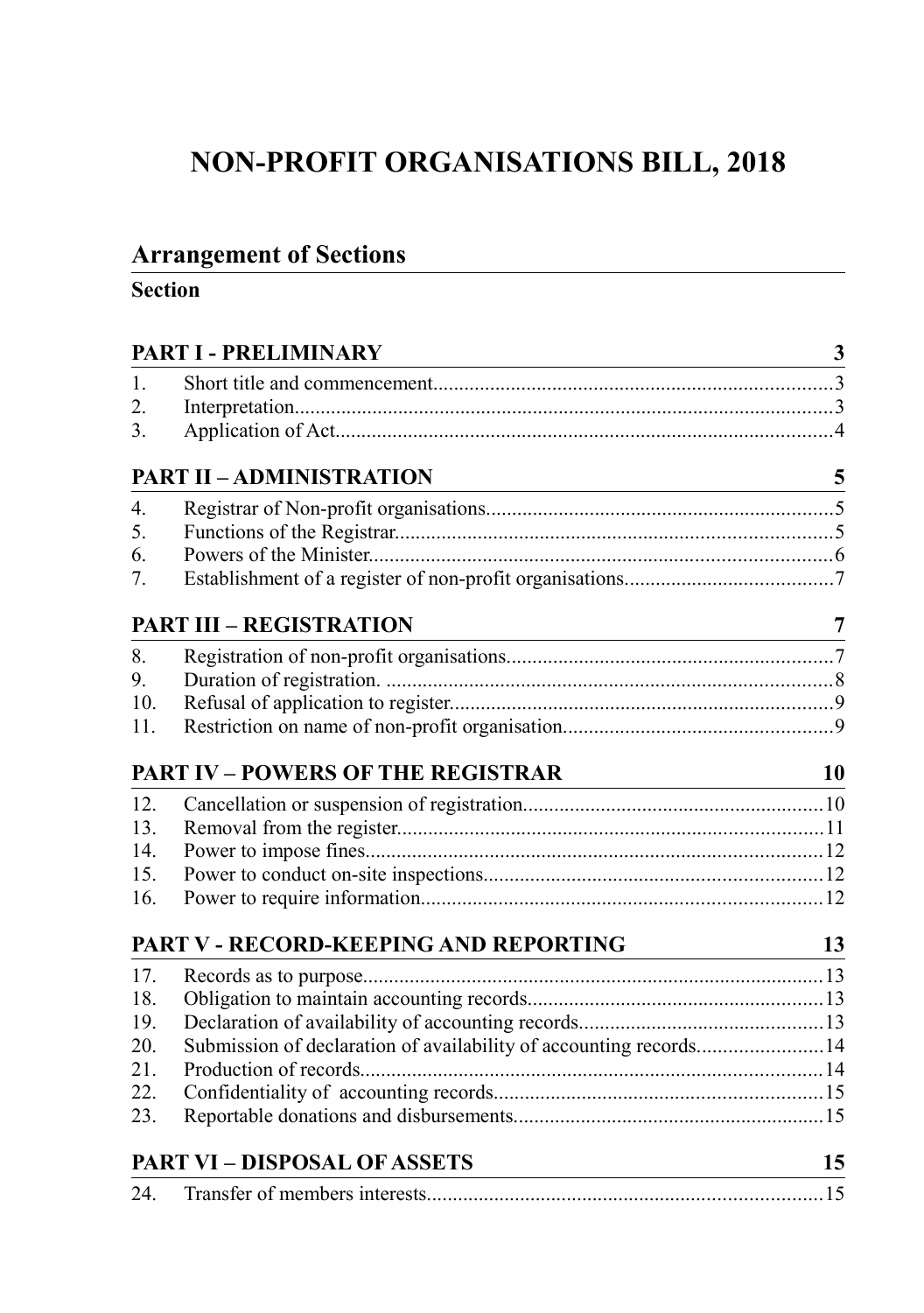# NON-PROFIT ORGANISATIONS BILL, 2018

## Arrangement of Sections

**Section**

**PART I - PRELIMINARY** 3

1. Short title and commencement 3
2. Interpretation 3
3. Application of Act 4

**PART II – ADMINISTRATION** 5

4. Registrar of Non-profit organisations 5
5. Functions of the Registrar 5
6. Powers of the Minister 6
7. Establishment of a register of non-profit organisations 7

**PART III – REGISTRATION** 7

8. Registration of non-profit organisations 7
9. Duration of registration. 8
10. Refusal of application to register 9
11. Restriction on name of non-profit organisation 9

**PART IV – POWERS OF THE REGISTRAR** 10

12. Cancellation or suspension of registration 10
13. Removal from the register 11
14. Power to impose fines 12
15. Power to conduct on-site inspections 12
16. Power to require information 12

**PART V - RECORD-KEEPING AND REPORTING** 13

17. Records as to purpose 13
18. Obligation to maintain accounting records 13
19. Declaration of availability of accounting records 13
20. Submission of declaration of availability of accounting records 14
21. Production of records 14
22. Confidentiality of accounting records 15
23. Reportable donations and disbursements 15

**PART VI – DISPOSAL OF ASSETS** 15

24. Transfer of members interests 15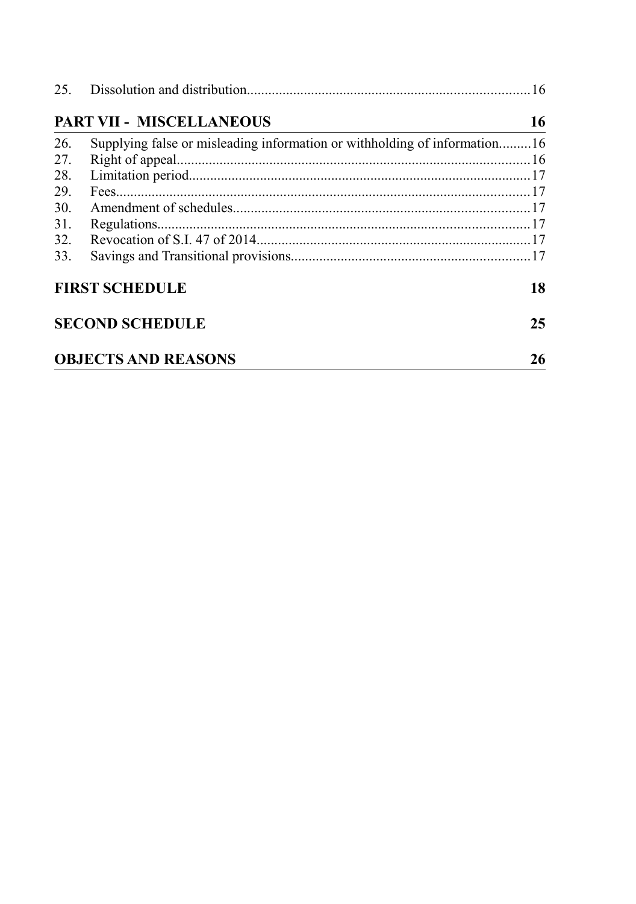25. Dissolution and distribution ........ 16

**PART VII - MISCELLANEOUS** 16

26. Supplying false or misleading information or withholding of information ........ 16
27. Right of appeal ........ 16
28. Limitation period ........ 17
29. Fees ........ 17
30. Amendment of schedules ........ 17
31. Regulations ........ 17
32. Revocation of S.I. 47 of 2014 ........ 17
33. Savings and Transitional provisions ........ 17

**FIRST SCHEDULE** 18

**SECOND SCHEDULE** 25

**OBJECTS AND REASONS** 26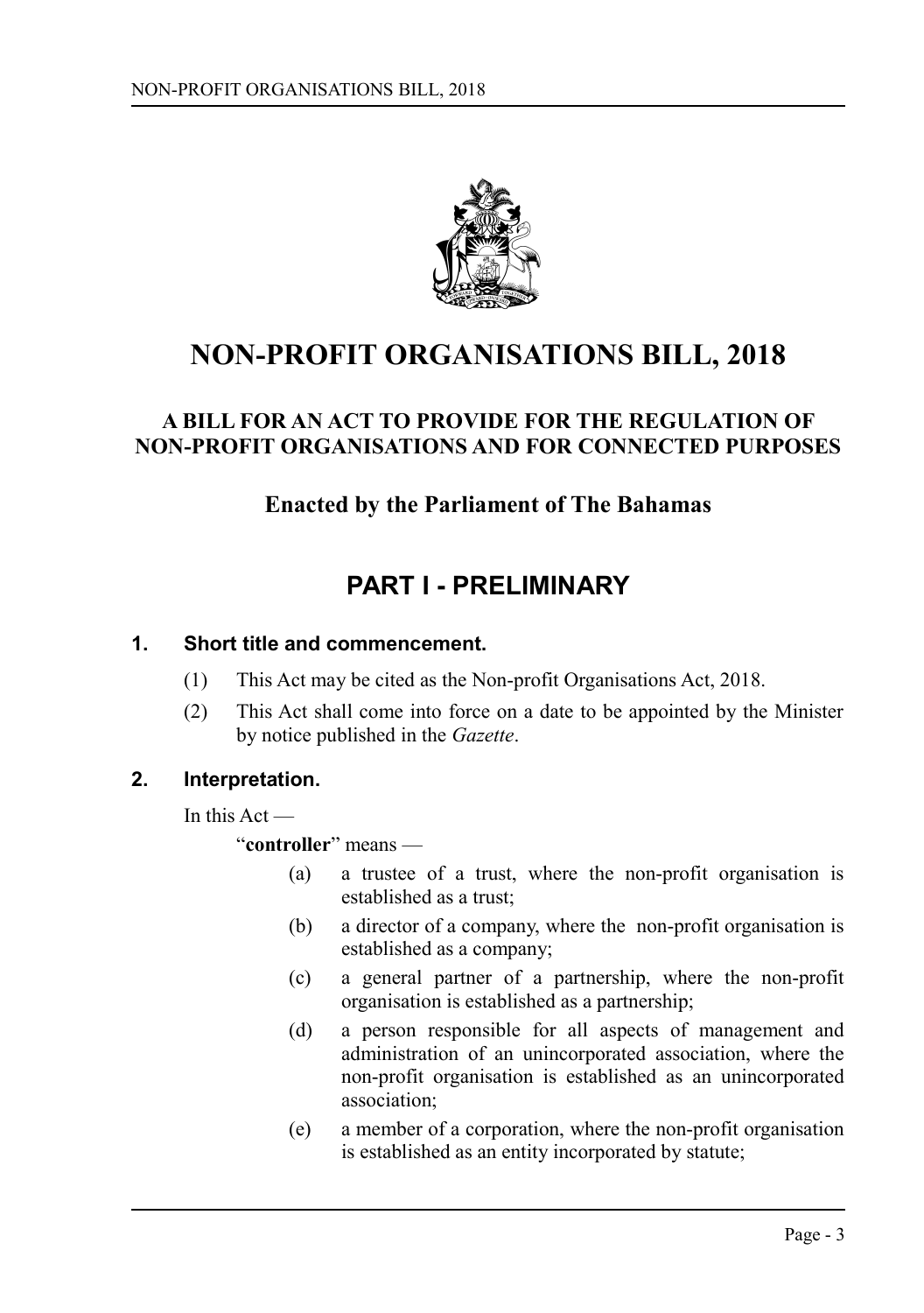# NON-PROFIT ORGANISATIONS BILL, 2018

## A BILL FOR AN ACT TO PROVIDE FOR THE REGULATION OF NON-PROFIT ORGANISATIONS AND FOR CONNECTED PURPOSES

### Enacted by the Parliament of The Bahamas

## PART I - PRELIMINARY

### 1. Short title and commencement.

(1) This Act may be cited as the Non-profit Organisations Act, 2018.

(2) This Act shall come into force on a date to be appointed by the Minister by notice published in the *Gazette*.

### 2. Interpretation.

In this Act —

"**controller**" means —

(a) a trustee of a trust, where the non-profit organisation is established as a trust;

(b) a director of a company, where the non-profit organisation is established as a company;

(c) a general partner of a partnership, where the non-profit organisation is established as a partnership;

(d) a person responsible for all aspects of management and administration of an unincorporated association, where the non-profit organisation is established as an unincorporated association;

(e) a member of a corporation, where the non-profit organisation is established as an entity incorporated by statute;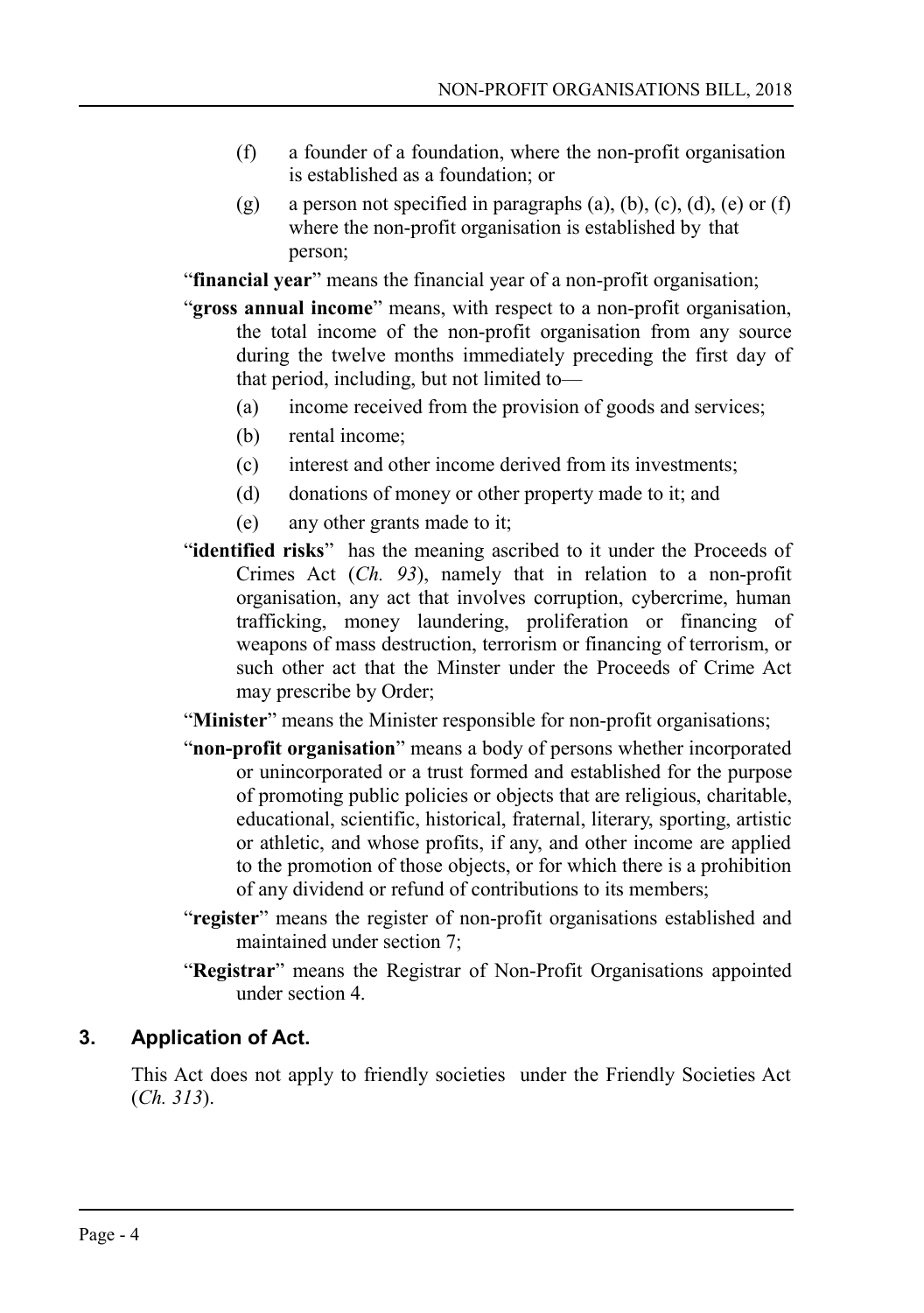(f) a founder of a foundation, where the non-profit organisation is established as a foundation; or

(g) a person not specified in paragraphs (a), (b), (c), (d), (e) or (f) where the non-profit organisation is established by that person;

"**financial year**" means the financial year of a non-profit organisation;

"**gross annual income**" means, with respect to a non-profit organisation, the total income of the non-profit organisation from any source during the twelve months immediately preceding the first day of that period, including, but not limited to—

(a) income received from the provision of goods and services;

(b) rental income;

(c) interest and other income derived from its investments;

(d) donations of money or other property made to it; and

(e) any other grants made to it;

"**identified risks**" has the meaning ascribed to it under the Proceeds of Crimes Act (*Ch. 93*), namely that in relation to a non-profit organisation, any act that involves corruption, cybercrime, human trafficking, money laundering, proliferation or financing of weapons of mass destruction, terrorism or financing of terrorism, or such other act that the Minster under the Proceeds of Crime Act may prescribe by Order;

"**Minister**" means the Minister responsible for non-profit organisations;

"**non-profit organisation**" means a body of persons whether incorporated or unincorporated or a trust formed and established for the purpose of promoting public policies or objects that are religious, charitable, educational, scientific, historical, fraternal, literary, sporting, artistic or athletic, and whose profits, if any, and other income are applied to the promotion of those objects, or for which there is a prohibition of any dividend or refund of contributions to its members;

"**register**" means the register of non-profit organisations established and maintained under section 7;

"**Registrar**" means the Registrar of Non-Profit Organisations appointed under section 4.

## 3. Application of Act.

This Act does not apply to friendly societies under the Friendly Societies Act (*Ch. 313*).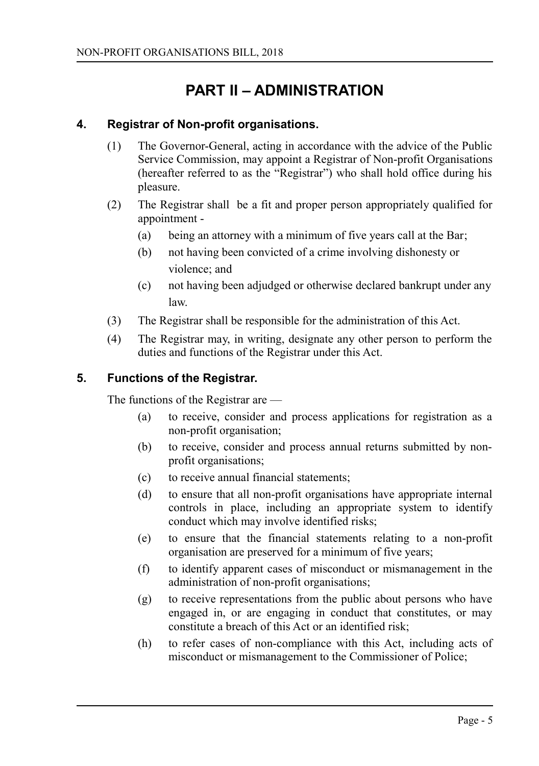# PART II – ADMINISTRATION

### 4. Registrar of Non-profit organisations.

(1) The Governor-General, acting in accordance with the advice of the Public Service Commission, may appoint a Registrar of Non-profit Organisations (hereafter referred to as the "Registrar") who shall hold office during his pleasure.

(2) The Registrar shall be a fit and proper person appropriately qualified for appointment -

- (a) being an attorney with a minimum of five years call at the Bar;
- (b) not having been convicted of a crime involving dishonesty or violence; and
- (c) not having been adjudged or otherwise declared bankrupt under any law.

(3) The Registrar shall be responsible for the administration of this Act.

(4) The Registrar may, in writing, designate any other person to perform the duties and functions of the Registrar under this Act.

### 5. Functions of the Registrar.

The functions of the Registrar are —

- (a) to receive, consider and process applications for registration as a non-profit organisation;
- (b) to receive, consider and process annual returns submitted by non-profit organisations;
- (c) to receive annual financial statements;
- (d) to ensure that all non-profit organisations have appropriate internal controls in place, including an appropriate system to identify conduct which may involve identified risks;
- (e) to ensure that the financial statements relating to a non-profit organisation are preserved for a minimum of five years;
- (f) to identify apparent cases of misconduct or mismanagement in the administration of non-profit organisations;
- (g) to receive representations from the public about persons who have engaged in, or are engaging in conduct that constitutes, or may constitute a breach of this Act or an identified risk;
- (h) to refer cases of non-compliance with this Act, including acts of misconduct or mismanagement to the Commissioner of Police;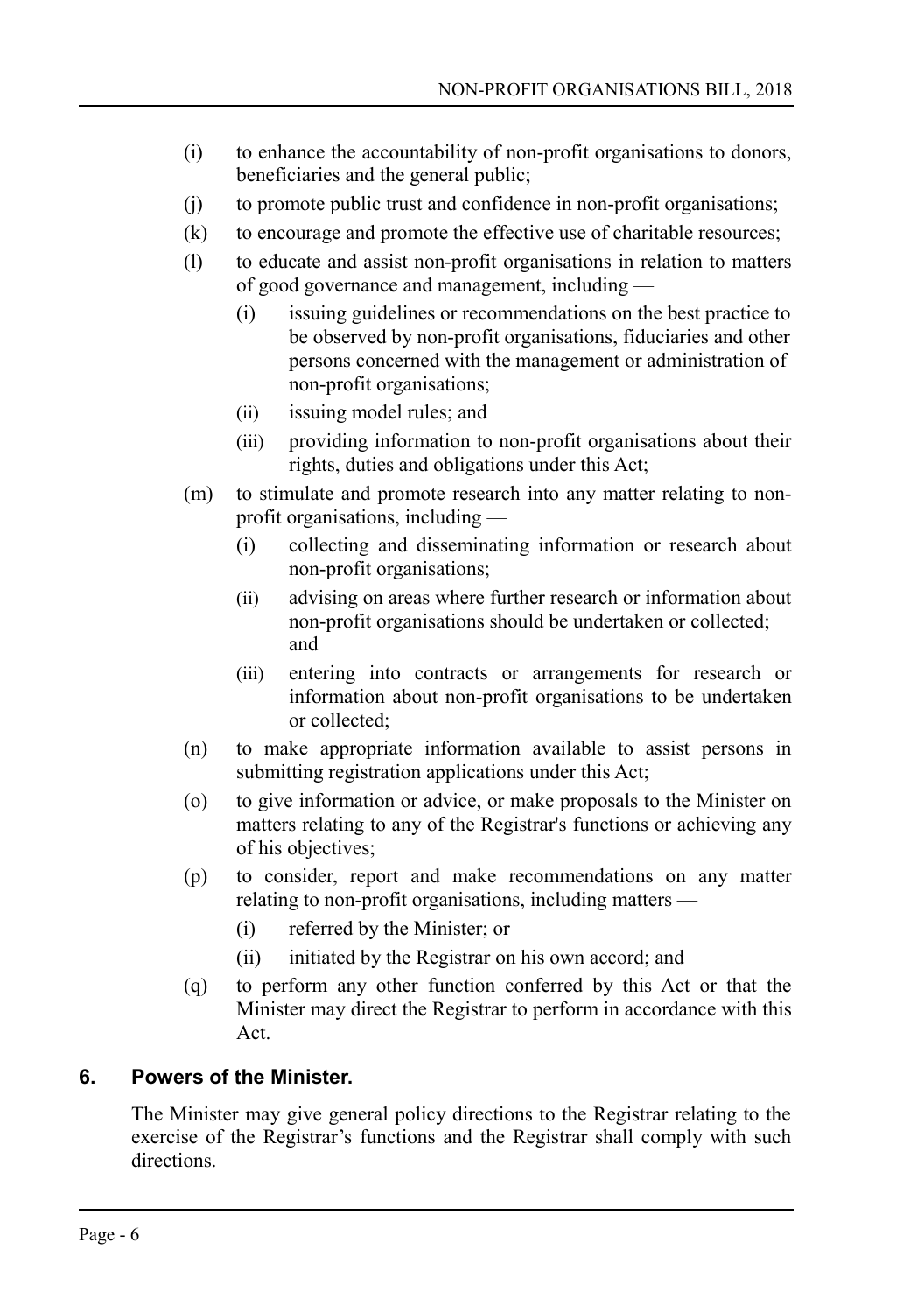(i) to enhance the accountability of non-profit organisations to donors, beneficiaries and the general public;

(j) to promote public trust and confidence in non-profit organisations;

(k) to encourage and promote the effective use of charitable resources;

(l) to educate and assist non-profit organisations in relation to matters of good governance and management, including —

  (i) issuing guidelines or recommendations on the best practice to be observed by non-profit organisations, fiduciaries and other persons concerned with the management or administration of non-profit organisations;

  (ii) issuing model rules; and

  (iii) providing information to non-profit organisations about their rights, duties and obligations under this Act;

(m) to stimulate and promote research into any matter relating to non-profit organisations, including —

  (i) collecting and disseminating information or research about non-profit organisations;

  (ii) advising on areas where further research or information about non-profit organisations should be undertaken or collected; and

  (iii) entering into contracts or arrangements for research or information about non-profit organisations to be undertaken or collected;

(n) to make appropriate information available to assist persons in submitting registration applications under this Act;

(o) to give information or advice, or make proposals to the Minister on matters relating to any of the Registrar's functions or achieving any of his objectives;

(p) to consider, report and make recommendations on any matter relating to non-profit organisations, including matters —

  (i) referred by the Minister; or

  (ii) initiated by the Registrar on his own accord; and

(q) to perform any other function conferred by this Act or that the Minister may direct the Registrar to perform in accordance with this Act.

## 6. Powers of the Minister.

The Minister may give general policy directions to the Registrar relating to the exercise of the Registrar's functions and the Registrar shall comply with such directions.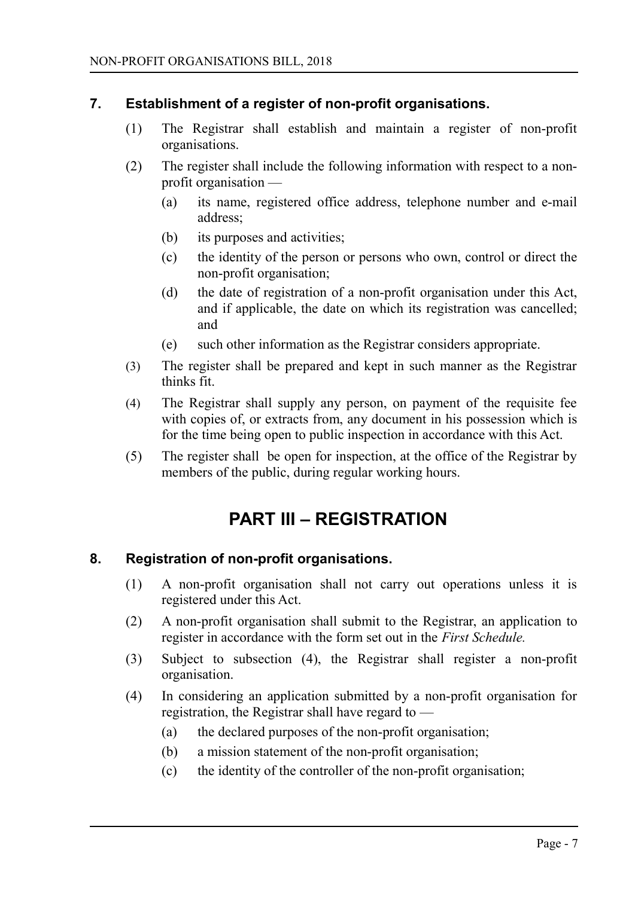### 7. Establishment of a register of non-profit organisations.

(1) The Registrar shall establish and maintain a register of non-profit organisations.

(2) The register shall include the following information with respect to a non-profit organisation —

(a) its name, registered office address, telephone number and e-mail address;

(b) its purposes and activities;

(c) the identity of the person or persons who own, control or direct the non-profit organisation;

(d) the date of registration of a non-profit organisation under this Act, and if applicable, the date on which its registration was cancelled; and

(e) such other information as the Registrar considers appropriate.

(3) The register shall be prepared and kept in such manner as the Registrar thinks fit.

(4) The Registrar shall supply any person, on payment of the requisite fee with copies of, or extracts from, any document in his possession which is for the time being open to public inspection in accordance with this Act.

(5) The register shall be open for inspection, at the office of the Registrar by members of the public, during regular working hours.

## PART III – REGISTRATION

### 8. Registration of non-profit organisations.

(1) A non-profit organisation shall not carry out operations unless it is registered under this Act.

(2) A non-profit organisation shall submit to the Registrar, an application to register in accordance with the form set out in the *First Schedule.*

(3) Subject to subsection (4), the Registrar shall register a non-profit organisation.

(4) In considering an application submitted by a non-profit organisation for registration, the Registrar shall have regard to —

(a) the declared purposes of the non-profit organisation;

(b) a mission statement of the non-profit organisation;

(c) the identity of the controller of the non-profit organisation;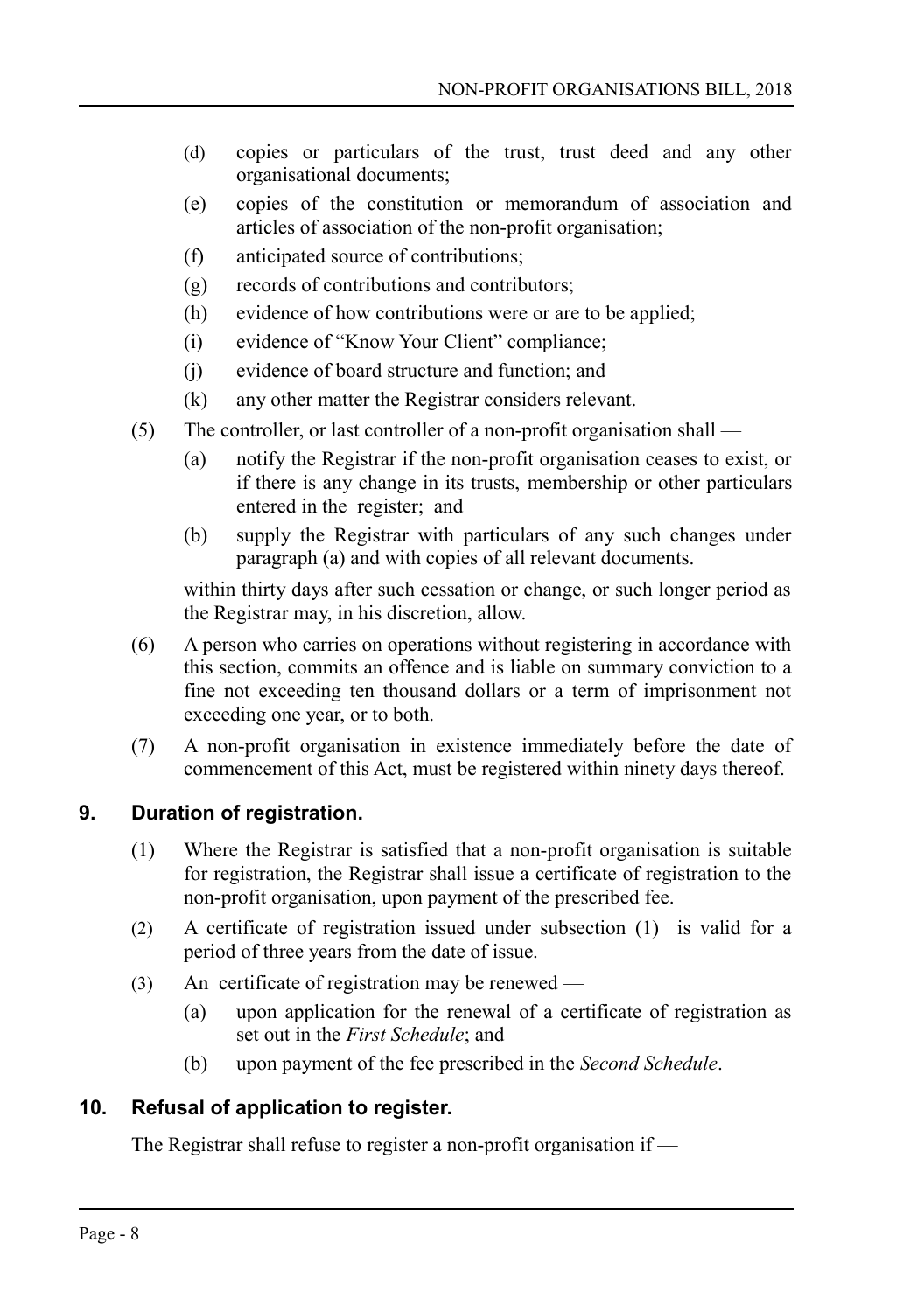(d) copies or particulars of the trust, trust deed and any other organisational documents;

(e) copies of the constitution or memorandum of association and articles of association of the non-profit organisation;

(f) anticipated source of contributions;

(g) records of contributions and contributors;

(h) evidence of how contributions were or are to be applied;

(i) evidence of "Know Your Client" compliance;

(j) evidence of board structure and function; and

(k) any other matter the Registrar considers relevant.

(5) The controller, or last controller of a non-profit organisation shall —

(a) notify the Registrar if the non-profit organisation ceases to exist, or if there is any change in its trusts, membership or other particulars entered in the register; and

(b) supply the Registrar with particulars of any such changes under paragraph (a) and with copies of all relevant documents.

within thirty days after such cessation or change, or such longer period as the Registrar may, in his discretion, allow.

(6) A person who carries on operations without registering in accordance with this section, commits an offence and is liable on summary conviction to a fine not exceeding ten thousand dollars or a term of imprisonment not exceeding one year, or to both.

(7) A non-profit organisation in existence immediately before the date of commencement of this Act, must be registered within ninety days thereof.

## 9. Duration of registration.

(1) Where the Registrar is satisfied that a non-profit organisation is suitable for registration, the Registrar shall issue a certificate of registration to the non-profit organisation, upon payment of the prescribed fee.

(2) A certificate of registration issued under subsection (1) is valid for a period of three years from the date of issue.

(3) An certificate of registration may be renewed —

(a) upon application for the renewal of a certificate of registration as set out in the *First Schedule*; and

(b) upon payment of the fee prescribed in the *Second Schedule*.

## 10. Refusal of application to register.

The Registrar shall refuse to register a non-profit organisation if —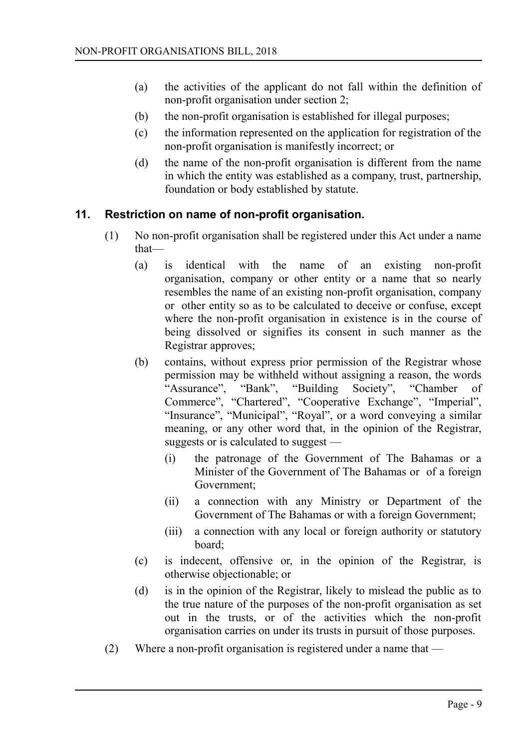(a) the activities of the applicant do not fall within the definition of non-profit organisation under section 2;

(b) the non-profit organisation is established for illegal purposes;

(c) the information represented on the application for registration of the non-profit organisation is manifestly incorrect; or

(d) the name of the non-profit organisation is different from the name in which the entity was established as a company, trust, partnership, foundation or body established by statute.

### 11. Restriction on name of non-profit organisation.

(1) No non-profit organisation shall be registered under this Act under a name that—

(a) is identical with the name of an existing non-profit organisation, company or other entity or a name that so nearly resembles the name of an existing non-profit organisation, company or other entity so as to be calculated to deceive or confuse, except where the non-profit organisation in existence is in the course of being dissolved or signifies its consent in such manner as the Registrar approves;

(b) contains, without express prior permission of the Registrar whose permission may be withheld without assigning a reason, the words "Assurance", "Bank", "Building Society", "Chamber of Commerce", "Chartered", "Cooperative Exchange", "Imperial", "Insurance", "Municipal", "Royal", or a word conveying a similar meaning, or any other word that, in the opinion of the Registrar, suggests or is calculated to suggest —

(i) the patronage of the Government of The Bahamas or a Minister of the Government of The Bahamas or of a foreign Government;

(ii) a connection with any Ministry or Department of the Government of The Bahamas or with a foreign Government;

(iii) a connection with any local or foreign authority or statutory board;

(c) is indecent, offensive or, in the opinion of the Registrar, is otherwise objectionable; or

(d) is in the opinion of the Registrar, likely to mislead the public as to the true nature of the purposes of the non-profit organisation as set out in the trusts, or of the activities which the non-profit organisation carries on under its trusts in pursuit of those purposes.

(2) Where a non-profit organisation is registered under a name that —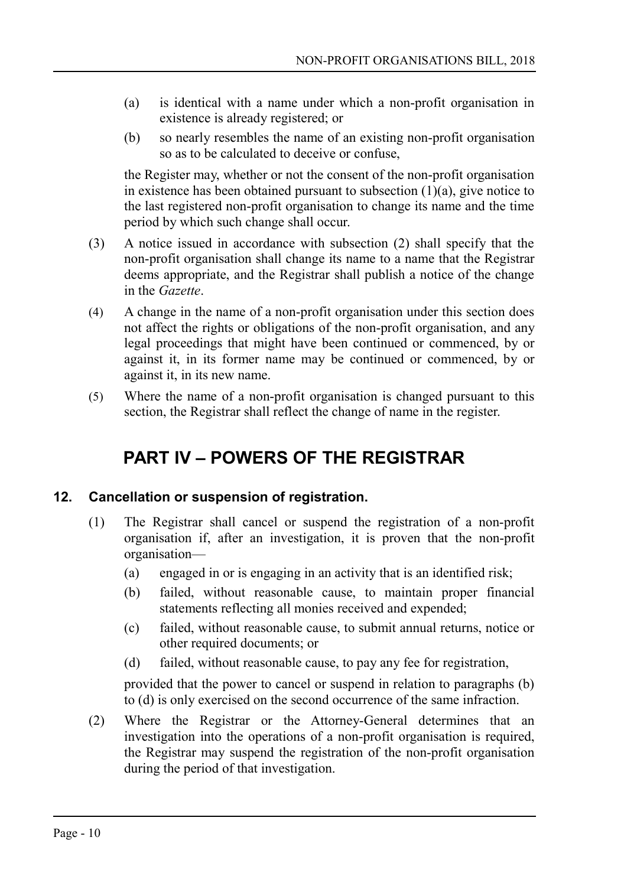(a) is identical with a name under which a non-profit organisation in existence is already registered; or

(b) so nearly resembles the name of an existing non-profit organisation so as to be calculated to deceive or confuse,

the Register may, whether or not the consent of the non-profit organisation in existence has been obtained pursuant to subsection (1)(a), give notice to the last registered non-profit organisation to change its name and the time period by which such change shall occur.

(3) A notice issued in accordance with subsection (2) shall specify that the non-profit organisation shall change its name to a name that the Registrar deems appropriate, and the Registrar shall publish a notice of the change in the *Gazette*.

(4) A change in the name of a non-profit organisation under this section does not affect the rights or obligations of the non-profit organisation, and any legal proceedings that might have been continued or commenced, by or against it, in its former name may be continued or commenced, by or against it, in its new name.

(5) Where the name of a non-profit organisation is changed pursuant to this section, the Registrar shall reflect the change of name in the register.

# PART IV – POWERS OF THE REGISTRAR

### 12. Cancellation or suspension of registration.

(1) The Registrar shall cancel or suspend the registration of a non-profit organisation if, after an investigation, it is proven that the non-profit organisation—

(a) engaged in or is engaging in an activity that is an identified risk;

(b) failed, without reasonable cause, to maintain proper financial statements reflecting all monies received and expended;

(c) failed, without reasonable cause, to submit annual returns, notice or other required documents; or

(d) failed, without reasonable cause, to pay any fee for registration,

provided that the power to cancel or suspend in relation to paragraphs (b) to (d) is only exercised on the second occurrence of the same infraction.

(2) Where the Registrar or the Attorney-General determines that an investigation into the operations of a non-profit organisation is required, the Registrar may suspend the registration of the non-profit organisation during the period of that investigation.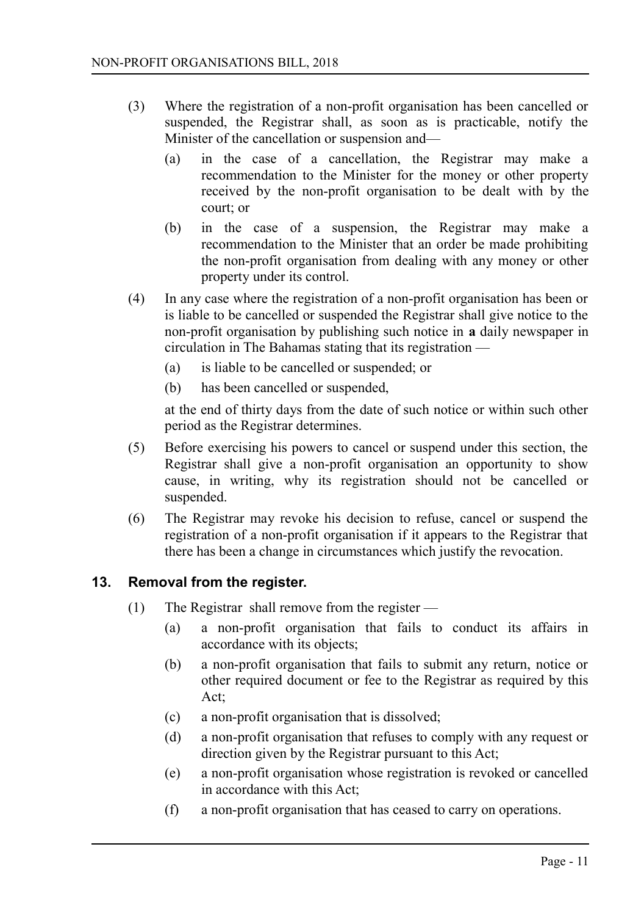(3) Where the registration of a non-profit organisation has been cancelled or suspended, the Registrar shall, as soon as is practicable, notify the Minister of the cancellation or suspension and—

(a) in the case of a cancellation, the Registrar may make a recommendation to the Minister for the money or other property received by the non-profit organisation to be dealt with by the court; or

(b) in the case of a suspension, the Registrar may make a recommendation to the Minister that an order be made prohibiting the non-profit organisation from dealing with any money or other property under its control.

(4) In any case where the registration of a non-profit organisation has been or is liable to be cancelled or suspended the Registrar shall give notice to the non-profit organisation by publishing such notice in **a** daily newspaper in circulation in The Bahamas stating that its registration —

(a) is liable to be cancelled or suspended; or

(b) has been cancelled or suspended,

at the end of thirty days from the date of such notice or within such other period as the Registrar determines.

(5) Before exercising his powers to cancel or suspend under this section, the Registrar shall give a non-profit organisation an opportunity to show cause, in writing, why its registration should not be cancelled or suspended.

(6) The Registrar may revoke his decision to refuse, cancel or suspend the registration of a non-profit organisation if it appears to the Registrar that there has been a change in circumstances which justify the revocation.

## 13. Removal from the register.

(1) The Registrar shall remove from the register —

(a) a non-profit organisation that fails to conduct its affairs in accordance with its objects;

(b) a non-profit organisation that fails to submit any return, notice or other required document or fee to the Registrar as required by this Act;

(c) a non-profit organisation that is dissolved;

(d) a non-profit organisation that refuses to comply with any request or direction given by the Registrar pursuant to this Act;

(e) a non-profit organisation whose registration is revoked or cancelled in accordance with this Act;

(f) a non-profit organisation that has ceased to carry on operations.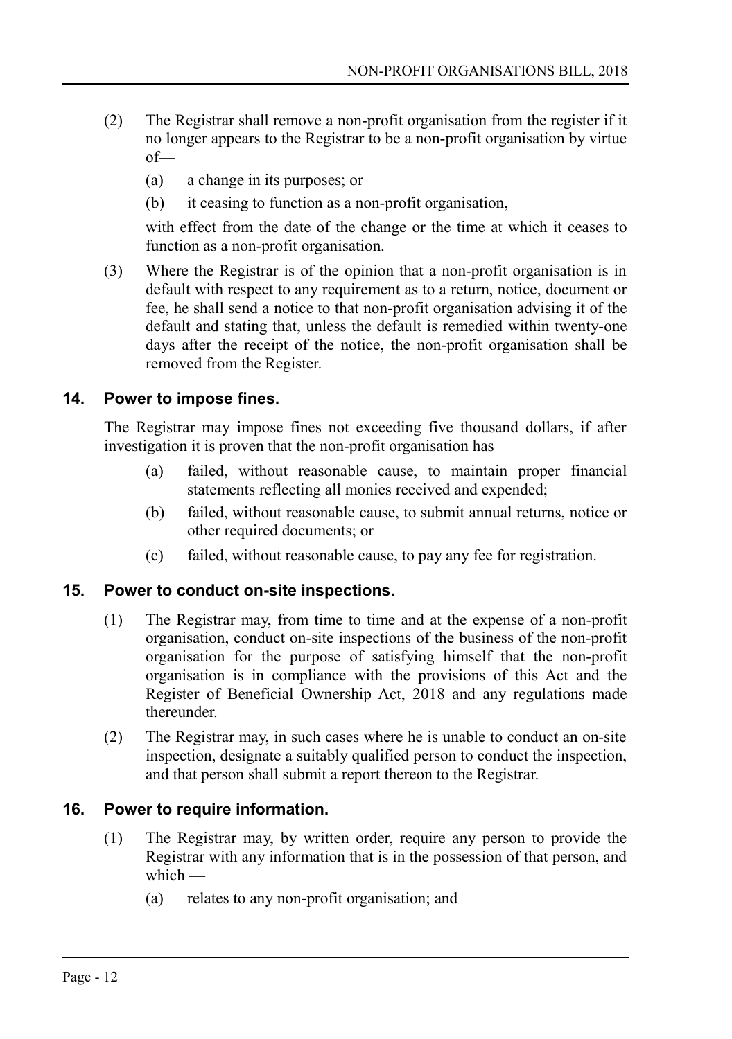(2) The Registrar shall remove a non-profit organisation from the register if it no longer appears to the Registrar to be a non-profit organisation by virtue of—

  (a) a change in its purposes; or

  (b) it ceasing to function as a non-profit organisation,

  with effect from the date of the change or the time at which it ceases to function as a non-profit organisation.

(3) Where the Registrar is of the opinion that a non-profit organisation is in default with respect to any requirement as to a return, notice, document or fee, he shall send a notice to that non-profit organisation advising it of the default and stating that, unless the default is remedied within twenty-one days after the receipt of the notice, the non-profit organisation shall be removed from the Register.

### 14. Power to impose fines.

The Registrar may impose fines not exceeding five thousand dollars, if after investigation it is proven that the non-profit organisation has —

  (a) failed, without reasonable cause, to maintain proper financial statements reflecting all monies received and expended;

  (b) failed, without reasonable cause, to submit annual returns, notice or other required documents; or

  (c) failed, without reasonable cause, to pay any fee for registration.

### 15. Power to conduct on-site inspections.

(1) The Registrar may, from time to time and at the expense of a non-profit organisation, conduct on-site inspections of the business of the non-profit organisation for the purpose of satisfying himself that the non-profit organisation is in compliance with the provisions of this Act and the Register of Beneficial Ownership Act, 2018 and any regulations made thereunder.

(2) The Registrar may, in such cases where he is unable to conduct an on-site inspection, designate a suitably qualified person to conduct the inspection, and that person shall submit a report thereon to the Registrar.

### 16. Power to require information.

(1) The Registrar may, by written order, require any person to provide the Registrar with any information that is in the possession of that person, and which —

  (a) relates to any non-profit organisation; and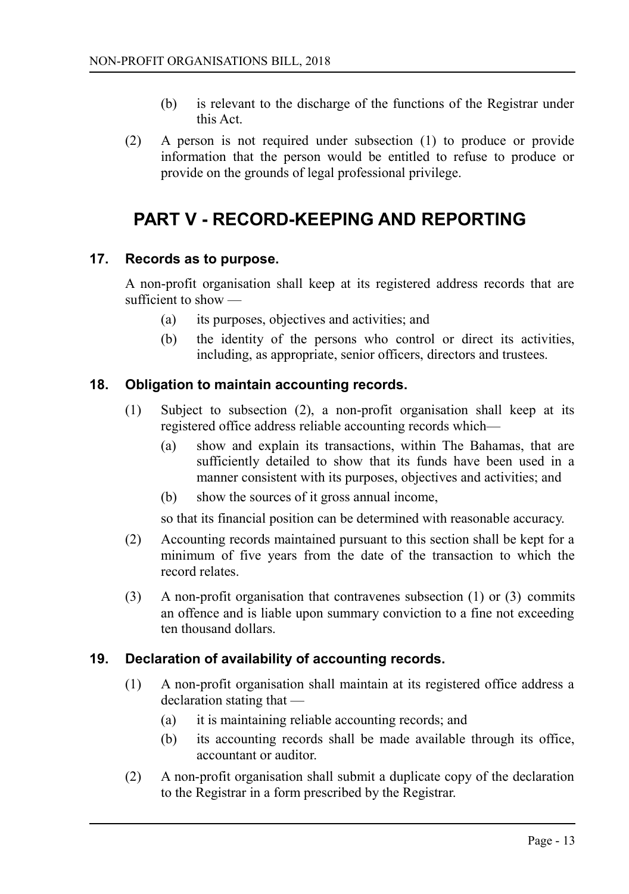(b) is relevant to the discharge of the functions of the Registrar under this Act.

(2) A person is not required under subsection (1) to produce or provide information that the person would be entitled to refuse to produce or provide on the grounds of legal professional privilege.

# PART V - RECORD-KEEPING AND REPORTING

### 17. Records as to purpose.

A non-profit organisation shall keep at its registered address records that are sufficient to show —

(a) its purposes, objectives and activities; and

(b) the identity of the persons who control or direct its activities, including, as appropriate, senior officers, directors and trustees.

### 18. Obligation to maintain accounting records.

(1) Subject to subsection (2), a non-profit organisation shall keep at its registered office address reliable accounting records which—

(a) show and explain its transactions, within The Bahamas, that are sufficiently detailed to show that its funds have been used in a manner consistent with its purposes, objectives and activities; and

(b) show the sources of it gross annual income,

so that its financial position can be determined with reasonable accuracy.

(2) Accounting records maintained pursuant to this section shall be kept for a minimum of five years from the date of the transaction to which the record relates.

(3) A non-profit organisation that contravenes subsection (1) or (3) commits an offence and is liable upon summary conviction to a fine not exceeding ten thousand dollars.

### 19. Declaration of availability of accounting records.

(1) A non-profit organisation shall maintain at its registered office address a declaration stating that —

(a) it is maintaining reliable accounting records; and

(b) its accounting records shall be made available through its office, accountant or auditor.

(2) A non-profit organisation shall submit a duplicate copy of the declaration to the Registrar in a form prescribed by the Registrar.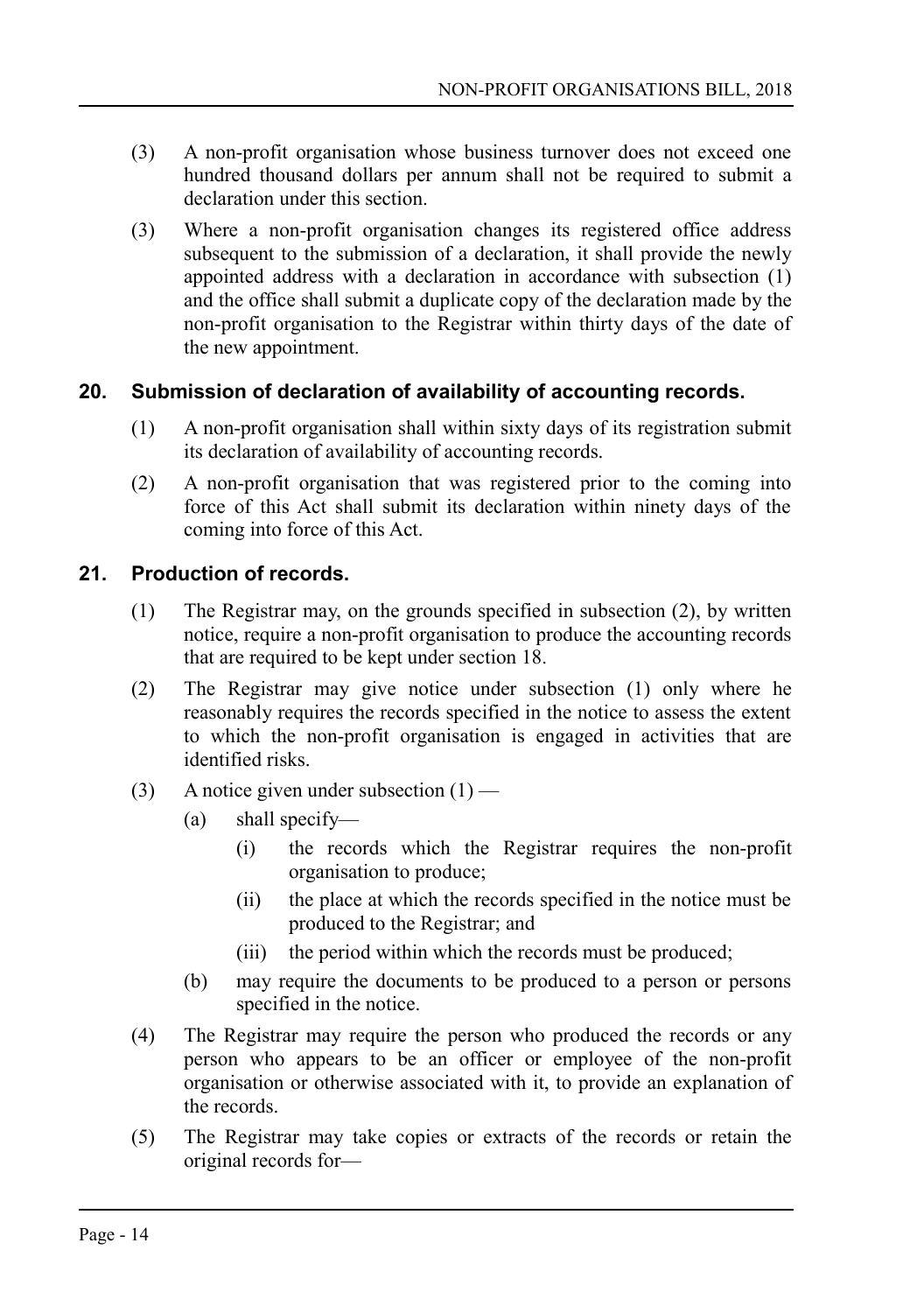(3) A non-profit organisation whose business turnover does not exceed one hundred thousand dollars per annum shall not be required to submit a declaration under this section.

(3) Where a non-profit organisation changes its registered office address subsequent to the submission of a declaration, it shall provide the newly appointed address with a declaration in accordance with subsection (1) and the office shall submit a duplicate copy of the declaration made by the non-profit organisation to the Registrar within thirty days of the date of the new appointment.

## 20. Submission of declaration of availability of accounting records.

(1) A non-profit organisation shall within sixty days of its registration submit its declaration of availability of accounting records.

(2) A non-profit organisation that was registered prior to the coming into force of this Act shall submit its declaration within ninety days of the coming into force of this Act.

## 21. Production of records.

(1) The Registrar may, on the grounds specified in subsection (2), by written notice, require a non-profit organisation to produce the accounting records that are required to be kept under section 18.

(2) The Registrar may give notice under subsection (1) only where he reasonably requires the records specified in the notice to assess the extent to which the non-profit organisation is engaged in activities that are identified risks.

(3) A notice given under subsection (1) —

- (a) shall specify—
  - (i) the records which the Registrar requires the non-profit organisation to produce;
  - (ii) the place at which the records specified in the notice must be produced to the Registrar; and
  - (iii) the period within which the records must be produced;
- (b) may require the documents to be produced to a person or persons specified in the notice.

(4) The Registrar may require the person who produced the records or any person who appears to be an officer or employee of the non-profit organisation or otherwise associated with it, to provide an explanation of the records.

(5) The Registrar may take copies or extracts of the records or retain the original records for—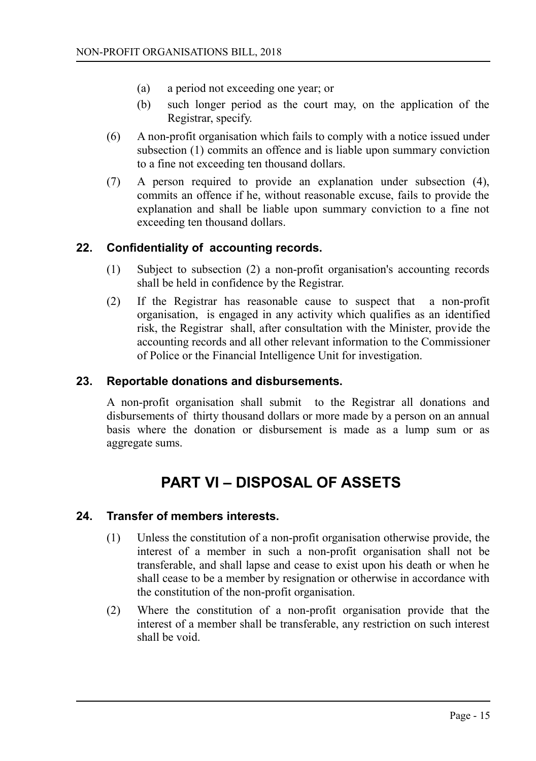(a) a period not exceeding one year; or

(b) such longer period as the court may, on the application of the Registrar, specify.

(6) A non-profit organisation which fails to comply with a notice issued under subsection (1) commits an offence and is liable upon summary conviction to a fine not exceeding ten thousand dollars.

(7) A person required to provide an explanation under subsection (4), commits an offence if he, without reasonable excuse, fails to provide the explanation and shall be liable upon summary conviction to a fine not exceeding ten thousand dollars.

### 22. Confidentiality of accounting records.

(1) Subject to subsection (2) a non-profit organisation's accounting records shall be held in confidence by the Registrar.

(2) If the Registrar has reasonable cause to suspect that a non-profit organisation, is engaged in any activity which qualifies as an identified risk, the Registrar shall, after consultation with the Minister, provide the accounting records and all other relevant information to the Commissioner of Police or the Financial Intelligence Unit for investigation.

### 23. Reportable donations and disbursements.

A non-profit organisation shall submit to the Registrar all donations and disbursements of thirty thousand dollars or more made by a person on an annual basis where the donation or disbursement is made as a lump sum or as aggregate sums.

## PART VI – DISPOSAL OF ASSETS

### 24. Transfer of members interests.

(1) Unless the constitution of a non-profit organisation otherwise provide, the interest of a member in such a non-profit organisation shall not be transferable, and shall lapse and cease to exist upon his death or when he shall cease to be a member by resignation or otherwise in accordance with the constitution of the non-profit organisation.

(2) Where the constitution of a non-profit organisation provide that the interest of a member shall be transferable, any restriction on such interest shall be void.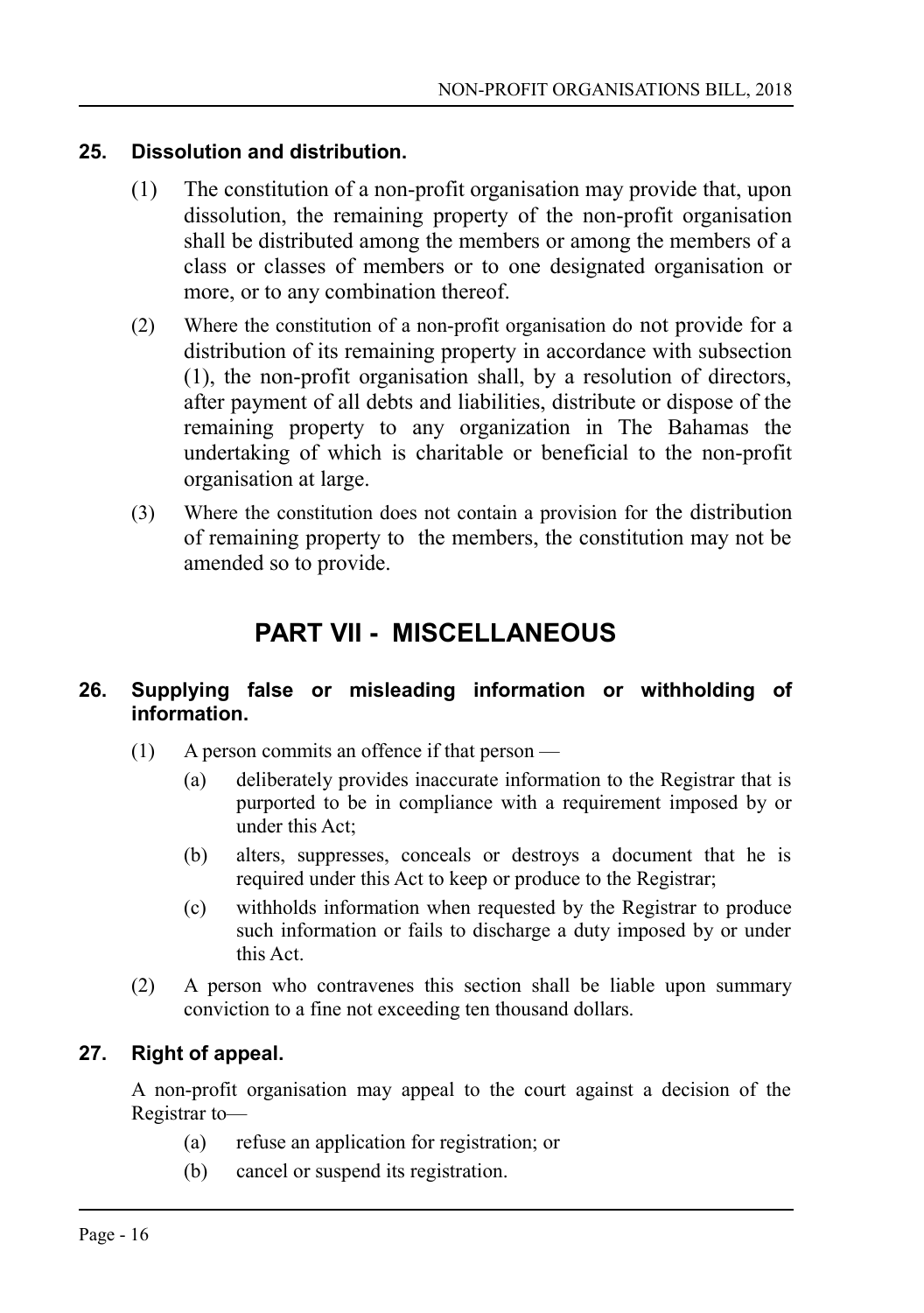### 25. Dissolution and distribution.

(1) The constitution of a non-profit organisation may provide that, upon dissolution, the remaining property of the non-profit organisation shall be distributed among the members or among the members of a class or classes of members or to one designated organisation or more, or to any combination thereof.

(2) Where the constitution of a non-profit organisation do not provide for a distribution of its remaining property in accordance with subsection (1), the non-profit organisation shall, by a resolution of directors, after payment of all debts and liabilities, distribute or dispose of the remaining property to any organization in The Bahamas the undertaking of which is charitable or beneficial to the non-profit organisation at large.

(3) Where the constitution does not contain a provision for the distribution of remaining property to the members, the constitution may not be amended so to provide.

## PART VII - MISCELLANEOUS

### 26. Supplying false or misleading information or withholding of information.

(1) A person commits an offence if that person —

(a) deliberately provides inaccurate information to the Registrar that is purported to be in compliance with a requirement imposed by or under this Act;

(b) alters, suppresses, conceals or destroys a document that he is required under this Act to keep or produce to the Registrar;

(c) withholds information when requested by the Registrar to produce such information or fails to discharge a duty imposed by or under this Act.

(2) A person who contravenes this section shall be liable upon summary conviction to a fine not exceeding ten thousand dollars.

### 27. Right of appeal.

A non-profit organisation may appeal to the court against a decision of the Registrar to—

(a) refuse an application for registration; or

(b) cancel or suspend its registration.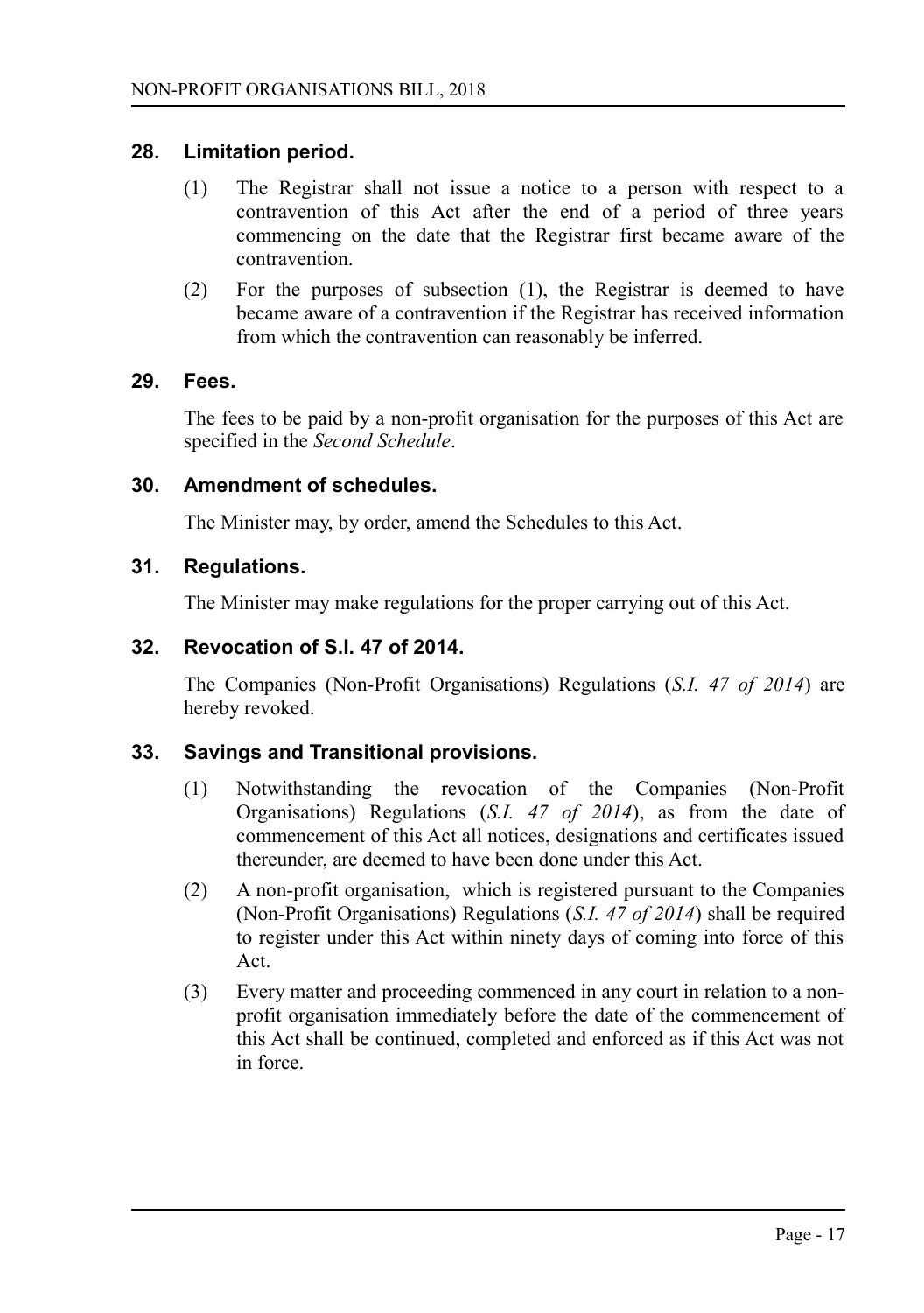## 28. Limitation period.

(1) The Registrar shall not issue a notice to a person with respect to a contravention of this Act after the end of a period of three years commencing on the date that the Registrar first became aware of the contravention.

(2) For the purposes of subsection (1), the Registrar is deemed to have became aware of a contravention if the Registrar has received information from which the contravention can reasonably be inferred.

## 29. Fees.

The fees to be paid by a non-profit organisation for the purposes of this Act are specified in the *Second Schedule*.

## 30. Amendment of schedules.

The Minister may, by order, amend the Schedules to this Act.

## 31. Regulations.

The Minister may make regulations for the proper carrying out of this Act.

## 32. Revocation of S.I. 47 of 2014.

The Companies (Non-Profit Organisations) Regulations (*S.I. 47 of 2014*) are hereby revoked.

## 33. Savings and Transitional provisions.

(1) Notwithstanding the revocation of the Companies (Non-Profit Organisations) Regulations (*S.I. 47 of 2014*), as from the date of commencement of this Act all notices, designations and certificates issued thereunder, are deemed to have been done under this Act.

(2) A non-profit organisation, which is registered pursuant to the Companies (Non-Profit Organisations) Regulations (*S.I. 47 of 2014*) shall be required to register under this Act within ninety days of coming into force of this Act.

(3) Every matter and proceeding commenced in any court in relation to a non-profit organisation immediately before the date of the commencement of this Act shall be continued, completed and enforced as if this Act was not in force.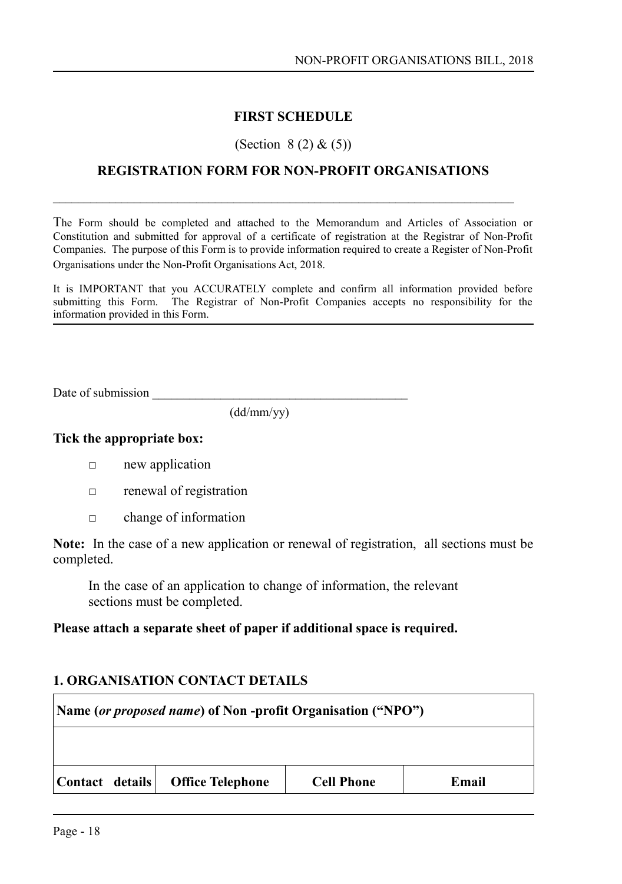## FIRST SCHEDULE

(Section 8 (2) & (5))

### REGISTRATION FORM FOR NON-PROFIT ORGANISATIONS

---

The Form should be completed and attached to the Memorandum and Articles of Association or Constitution and submitted for approval of a certificate of registration at the Registrar of Non-Profit Companies. The purpose of this Form is to provide information required to create a Register of Non-Profit Organisations under the Non-Profit Organisations Act, 2018.

It is IMPORTANT that you ACCURATELY complete and confirm all information provided before submitting this Form. The Registrar of Non-Profit Companies accepts no responsibility for the information provided in this Form.

Date of submission ________________________________________
(dd/mm/yy)

**Tick the appropriate box:**

- □ new application
- □ renewal of registration
- □ change of information

**Note:** In the case of a new application or renewal of registration, all sections must be completed.

In the case of an application to change of information, the relevant sections must be completed.

**Please attach a separate sheet of paper if additional space is required.**

### 1. ORGANISATION CONTACT DETAILS

| **Name (*or proposed name*) of Non -profit Organisation ("NPO")** | | | |
|---|---|---|---|
| | | | |
| **Contact details** | **Office Telephone** | **Cell Phone** | **Email** |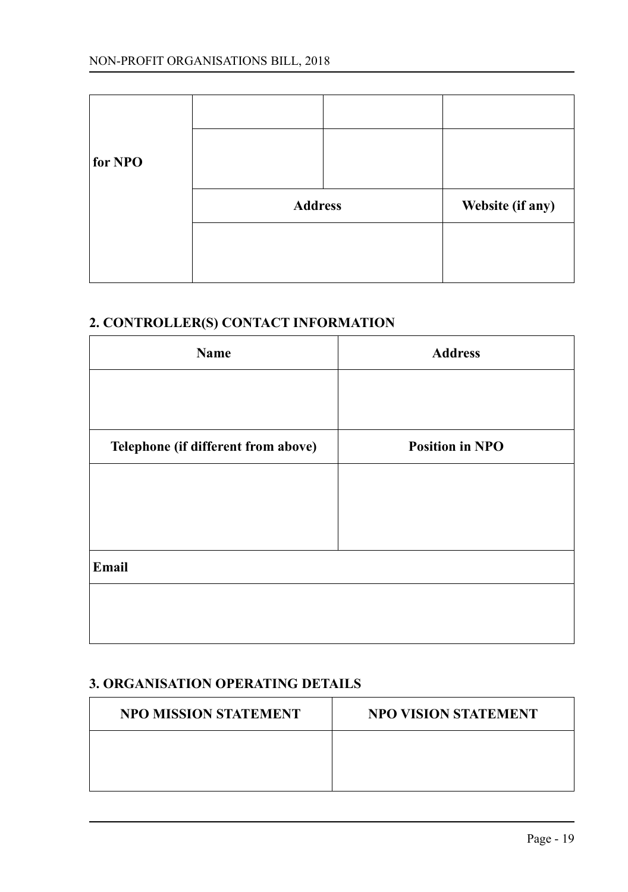| for NPO | | | |
|---|---|---|---|
| | | | |
| | | | |
| | Address | | Website (if any) |
| | | | |

## 2. CONTROLLER(S) CONTACT INFORMATION

| Name | Address |
|---|---|
| | |
| **Telephone (if different from above)** | **Position in NPO** |
| | |
| **Email** | |
| | |

## 3. ORGANISATION OPERATING DETAILS

| NPO MISSION STATEMENT | NPO VISION STATEMENT |
|---|---|
| | |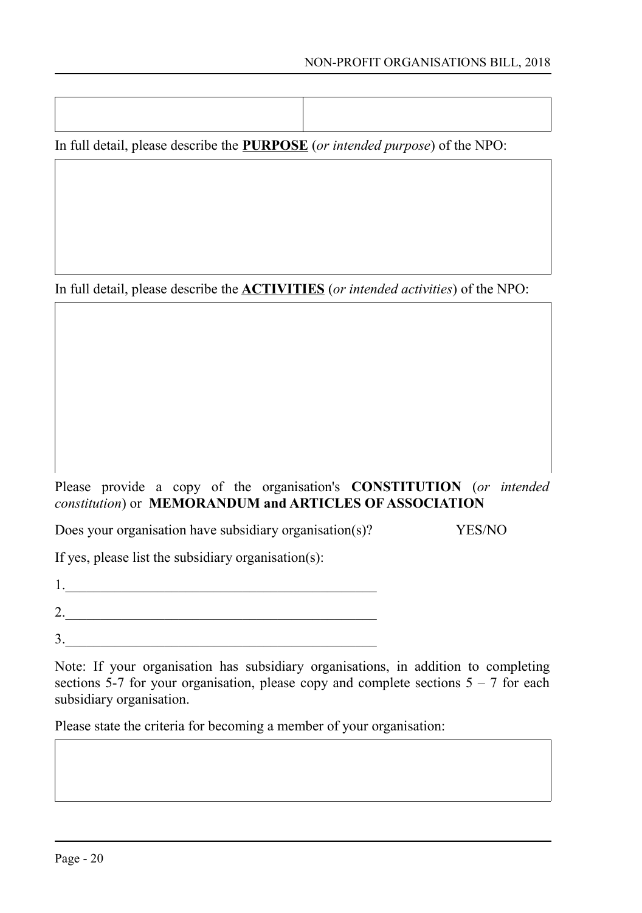| | |
|---|---|
| | |

In full detail, please describe the **PURPOSE** (*or intended purpose*) of the NPO:

| |
|---|
| |

In full detail, please describe the **ACTIVITIES** (*or intended activities*) of the NPO:

| |
|---|
| |

Please provide a copy of the organisation's **CONSTITUTION** (*or intended constitution*) or **MEMORANDUM and ARTICLES OF ASSOCIATION**

Does your organisation have subsidiary organisation(s)? YES/NO

If yes, please list the subsidiary organisation(s):

1.______________________________________________

2.______________________________________________

3.______________________________________________

Note: If your organisation has subsidiary organisations, in addition to completing sections 5-7 for your organisation, please copy and complete sections 5 – 7 for each subsidiary organisation.

Please state the criteria for becoming a member of your organisation:

| |
|---|
| |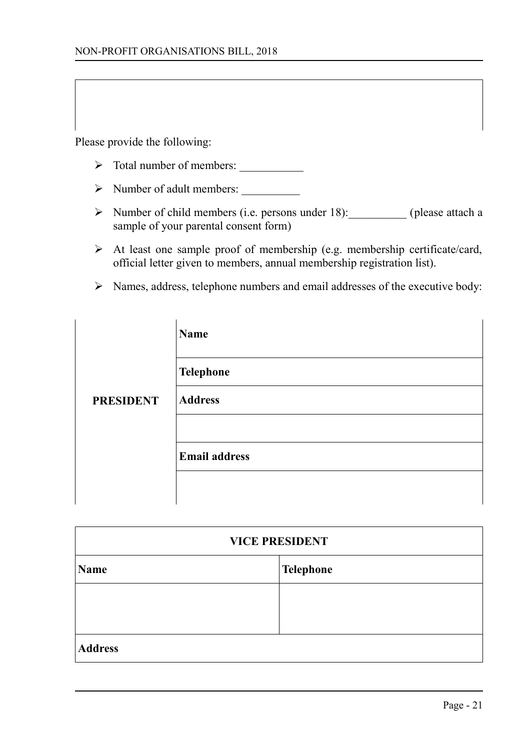Please provide the following:

- Total number of members: ___________
- Number of adult members: __________
- Number of child members (i.e. persons under 18):__________ (please attach a sample of your parental consent form)
- At least one sample proof of membership (e.g. membership certificate/card, official letter given to members, annual membership registration list).
- Names, address, telephone numbers and email addresses of the executive body:

| | |
|---|---|
| **PRESIDENT** | **Name** |
| | **Telephone** |
| | **Address** |
| | |
| | **Email address** |
| | |

| **VICE PRESIDENT** | |
|---|---|
| **Name** | **Telephone** |
| | |
| **Address** | |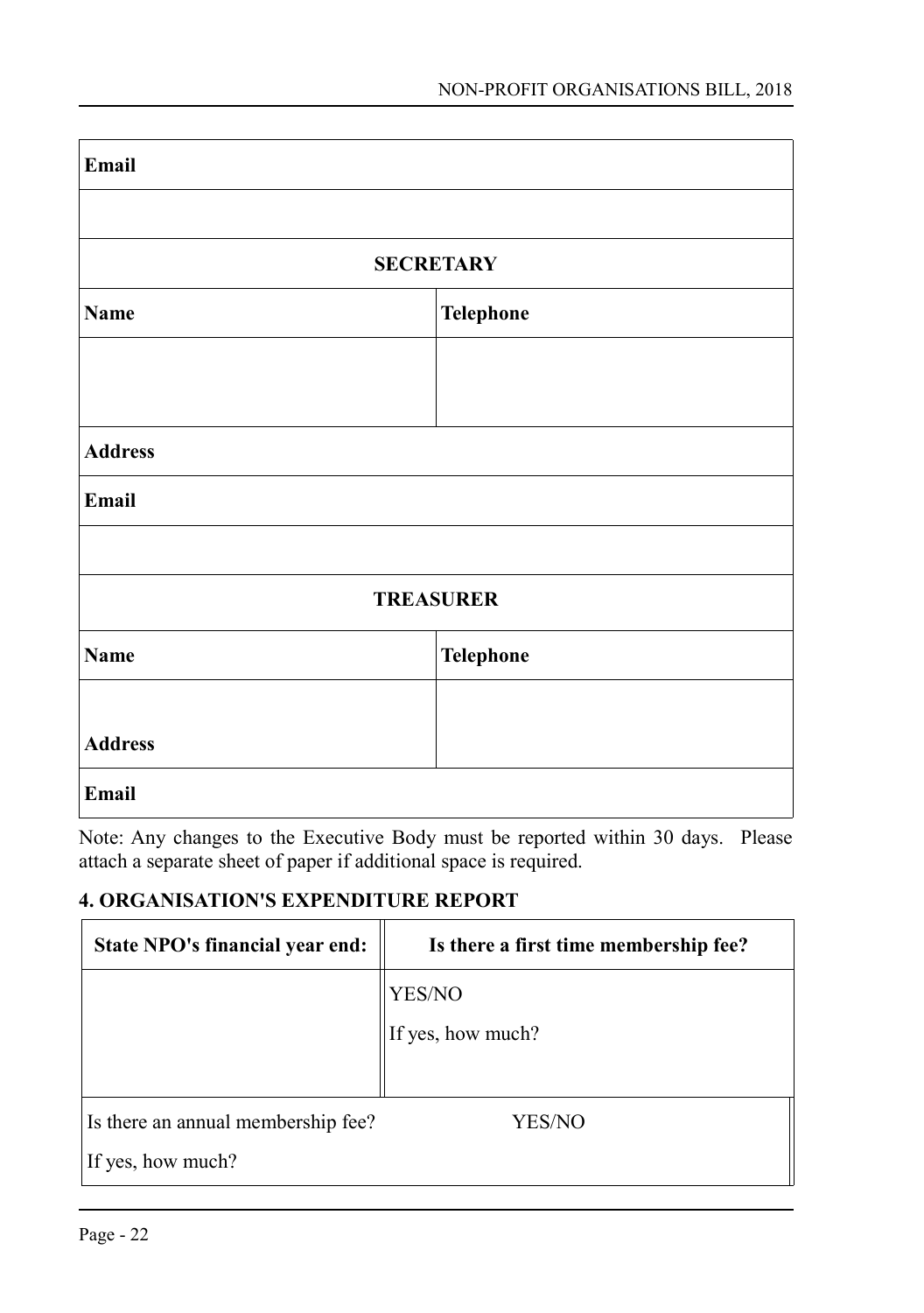| Email | |
|---|---|
| | |
| **SECRETARY** | |
| **Name** | **Telephone** |
| | |
| **Address** | |
| **Email** | |
| | |
| **TREASURER** | |
| **Name** | **Telephone** |
| **Address** | |
| **Email** | |

Note: Any changes to the Executive Body must be reported within 30 days. Please attach a separate sheet of paper if additional space is required.

### 4. ORGANISATION'S EXPENDITURE REPORT

| State NPO's financial year end: | Is there a first time membership fee? |
|---|---|
| | YES/NO<br>If yes, how much? |
| Is there an annual membership fee?<br>If yes, how much? | YES/NO |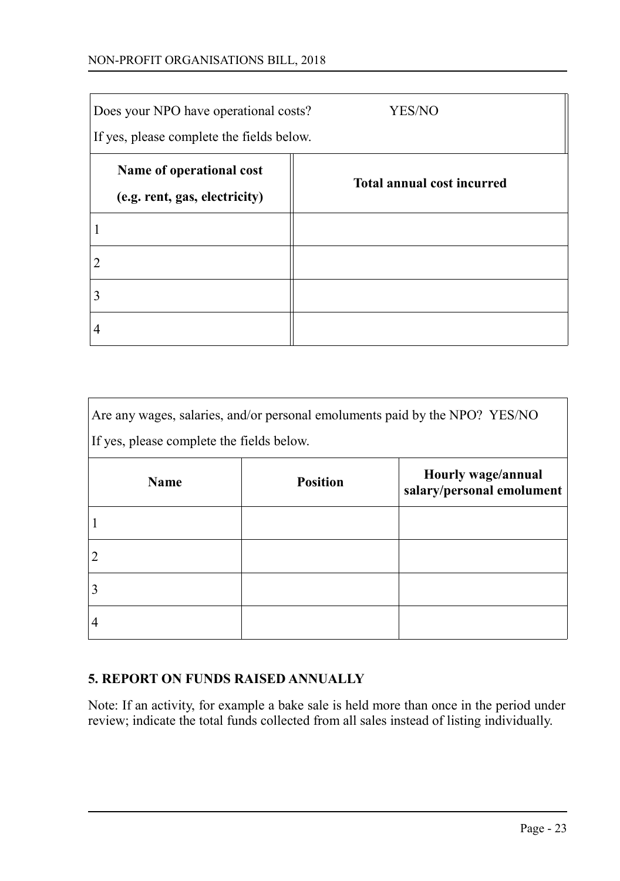Does your NPO have operational costs? YES/NO

If yes, please complete the fields below.

| Name of operational cost (e.g. rent, gas, electricity) | Total annual cost incurred |
|---|---|
| 1 | |
| 2 | |
| 3 | |
| 4 | |

Are any wages, salaries, and/or personal emoluments paid by the NPO? YES/NO

If yes, please complete the fields below.

| Name | Position | Hourly wage/annual salary/personal emolument |
|---|---|---|
| 1 | | |
| 2 | | |
| 3 | | |
| 4 | | |

## 5. REPORT ON FUNDS RAISED ANNUALLY

Note: If an activity, for example a bake sale is held more than once in the period under review; indicate the total funds collected from all sales instead of listing individually.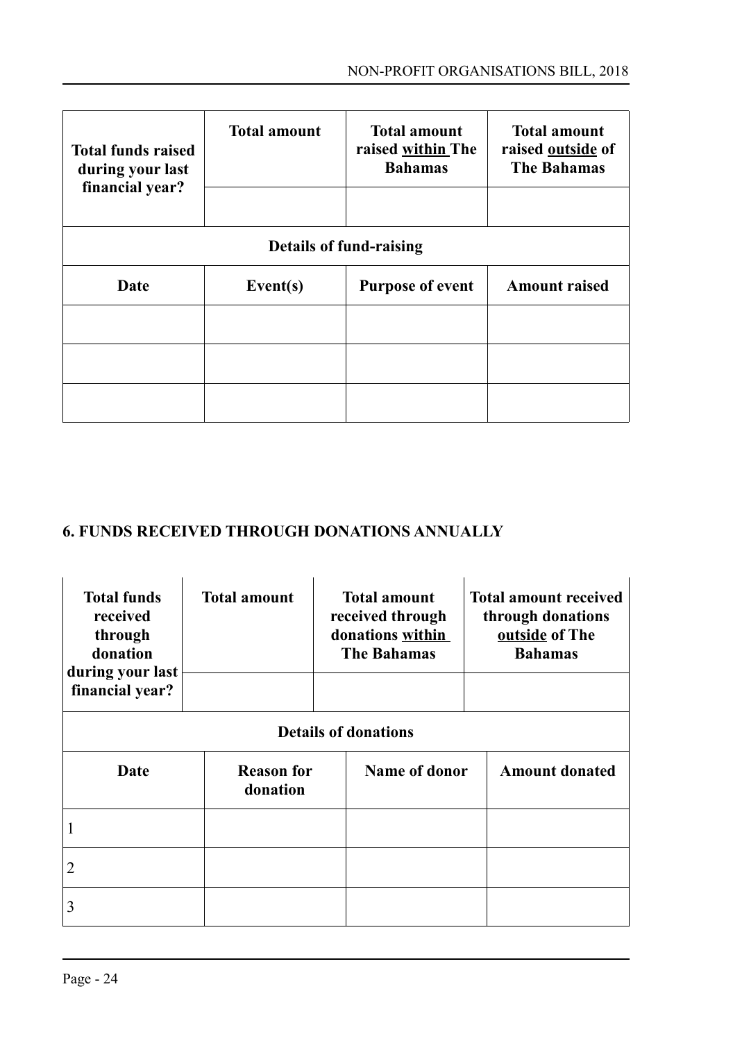| Total funds raised during your last financial year? | Total amount | Total amount raised <u>within</u> The Bahamas | Total amount raised <u>outside</u> of The Bahamas |
|---|---|---|---|
| | | | |
| **Details of fund-raising** | | | |
| **Date** | **Event(s)** | **Purpose of event** | **Amount raised** |
| | | | |
| | | | |
| | | | |

### 6. FUNDS RECEIVED THROUGH DONATIONS ANNUALLY

| Total funds received through donation during your last financial year? | Total amount | Total amount received through donations <u>within</u> The Bahamas | Total amount received through donations <u>outside</u> of The Bahamas |
|---|---|---|---|
| | | | |
| **Details of donations** | | | |
| **Date** | **Reason for donation** | **Name of donor** | **Amount donated** |
| 1 | | | |
| 2 | | | |
| 3 | | | |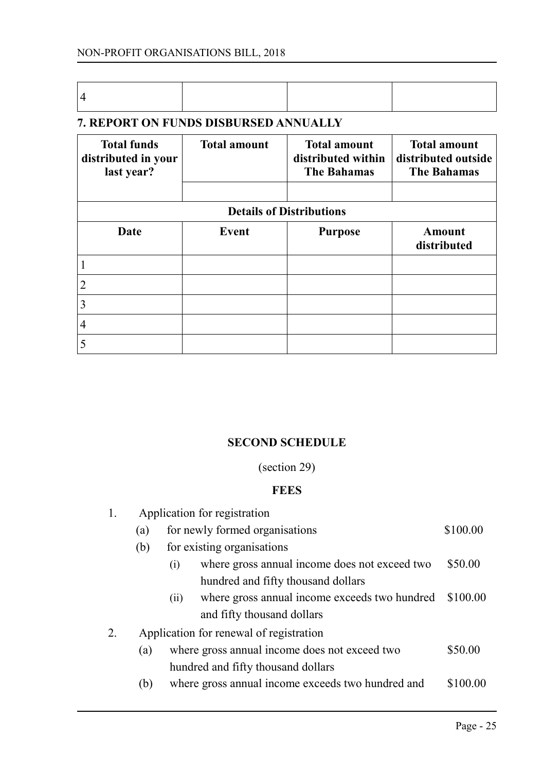| 4 | | | |
|---|---|---|---|

**7. REPORT ON FUNDS DISBURSED ANNUALLY**

| Total funds distributed in your last year? | Total amount | Total amount distributed within The Bahamas | Total amount distributed outside The Bahamas |
|---|---|---|---|
| | | | |
| **Details of Distributions** | | | |
| **Date** | **Event** | **Purpose** | **Amount distributed** |
| 1 | | | |
| 2 | | | |
| 3 | | | |
| 4 | | | |
| 5 | | | |

**SECOND SCHEDULE**

(section 29)

**FEES**

1. Application for registration
   - (a) for newly formed organisations — \$100.00
   - (b) for existing organisations
     - (i) where gross annual income does not exceed two hundred and fifty thousand dollars — \$50.00
     - (ii) where gross annual income exceeds two hundred and fifty thousand dollars — \$100.00
2. Application for renewal of registration
   - (a) where gross annual income does not exceed two hundred and fifty thousand dollars — \$50.00
   - (b) where gross annual income exceeds two hundred and — \$100.00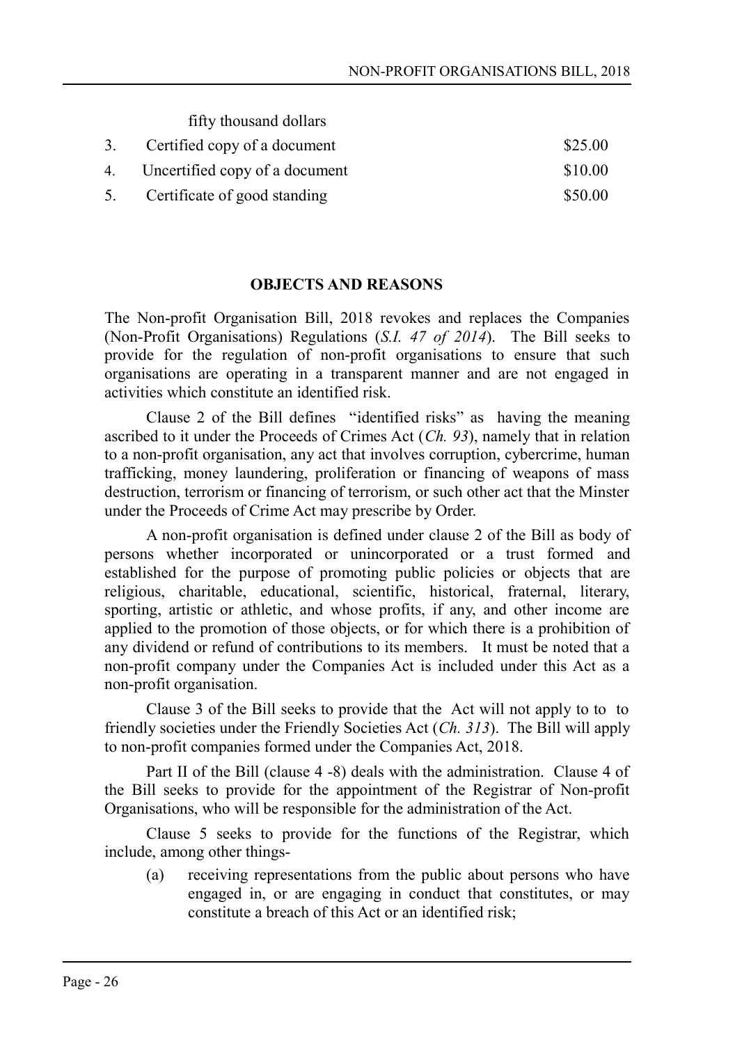| | fifty thousand dollars | |
|---|---|---|
| 3. | Certified copy of a document | \$25.00 |
| 4. | Uncertified copy of a document | \$10.00 |
| 5. | Certificate of good standing | \$50.00 |

## OBJECTS AND REASONS

The Non-profit Organisation Bill, 2018 revokes and replaces the Companies (Non-Profit Organisations) Regulations (*S.I. 47 of 2014*). The Bill seeks to provide for the regulation of non-profit organisations to ensure that such organisations are operating in a transparent manner and are not engaged in activities which constitute an identified risk.

Clause 2 of the Bill defines "identified risks" as having the meaning ascribed to it under the Proceeds of Crimes Act (*Ch. 93*), namely that in relation to a non-profit organisation, any act that involves corruption, cybercrime, human trafficking, money laundering, proliferation or financing of weapons of mass destruction, terrorism or financing of terrorism, or such other act that the Minster under the Proceeds of Crime Act may prescribe by Order.

A non-profit organisation is defined under clause 2 of the Bill as body of persons whether incorporated or unincorporated or a trust formed and established for the purpose of promoting public policies or objects that are religious, charitable, educational, scientific, historical, fraternal, literary, sporting, artistic or athletic, and whose profits, if any, and other income are applied to the promotion of those objects, or for which there is a prohibition of any dividend or refund of contributions to its members. It must be noted that a non-profit company under the Companies Act is included under this Act as a non-profit organisation.

Clause 3 of the Bill seeks to provide that the Act will not apply to to to friendly societies under the Friendly Societies Act (*Ch. 313*). The Bill will apply to non-profit companies formed under the Companies Act, 2018.

Part II of the Bill (clause 4 -8) deals with the administration. Clause 4 of the Bill seeks to provide for the appointment of the Registrar of Non-profit Organisations, who will be responsible for the administration of the Act.

Clause 5 seeks to provide for the functions of the Registrar, which include, among other things-

(a) receiving representations from the public about persons who have engaged in, or are engaging in conduct that constitutes, or may constitute a breach of this Act or an identified risk;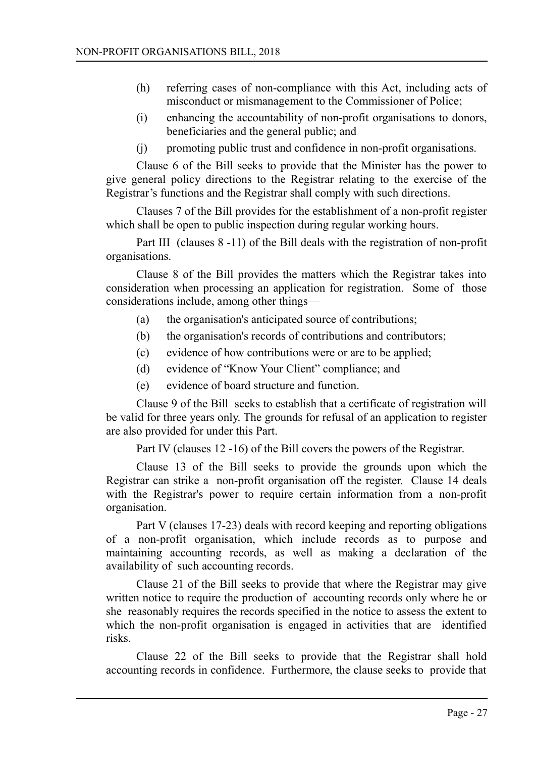- (h) referring cases of non-compliance with this Act, including acts of misconduct or mismanagement to the Commissioner of Police;
- (i) enhancing the accountability of non-profit organisations to donors, beneficiaries and the general public; and
- (j) promoting public trust and confidence in non-profit organisations.

Clause 6 of the Bill seeks to provide that the Minister has the power to give general policy directions to the Registrar relating to the exercise of the Registrar's functions and the Registrar shall comply with such directions.

Clauses 7 of the Bill provides for the establishment of a non-profit register which shall be open to public inspection during regular working hours.

Part III (clauses 8 -11) of the Bill deals with the registration of non-profit organisations.

Clause 8 of the Bill provides the matters which the Registrar takes into consideration when processing an application for registration. Some of those considerations include, among other things—

- (a) the organisation's anticipated source of contributions;
- (b) the organisation's records of contributions and contributors;
- (c) evidence of how contributions were or are to be applied;
- (d) evidence of "Know Your Client" compliance; and
- (e) evidence of board structure and function.

Clause 9 of the Bill seeks to establish that a certificate of registration will be valid for three years only. The grounds for refusal of an application to register are also provided for under this Part.

Part IV (clauses 12 -16) of the Bill covers the powers of the Registrar.

Clause 13 of the Bill seeks to provide the grounds upon which the Registrar can strike a non-profit organisation off the register. Clause 14 deals with the Registrar's power to require certain information from a non-profit organisation.

Part V (clauses 17-23) deals with record keeping and reporting obligations of a non-profit organisation, which include records as to purpose and maintaining accounting records, as well as making a declaration of the availability of such accounting records.

Clause 21 of the Bill seeks to provide that where the Registrar may give written notice to require the production of accounting records only where he or she reasonably requires the records specified in the notice to assess the extent to which the non-profit organisation is engaged in activities that are identified risks.

Clause 22 of the Bill seeks to provide that the Registrar shall hold accounting records in confidence. Furthermore, the clause seeks to provide that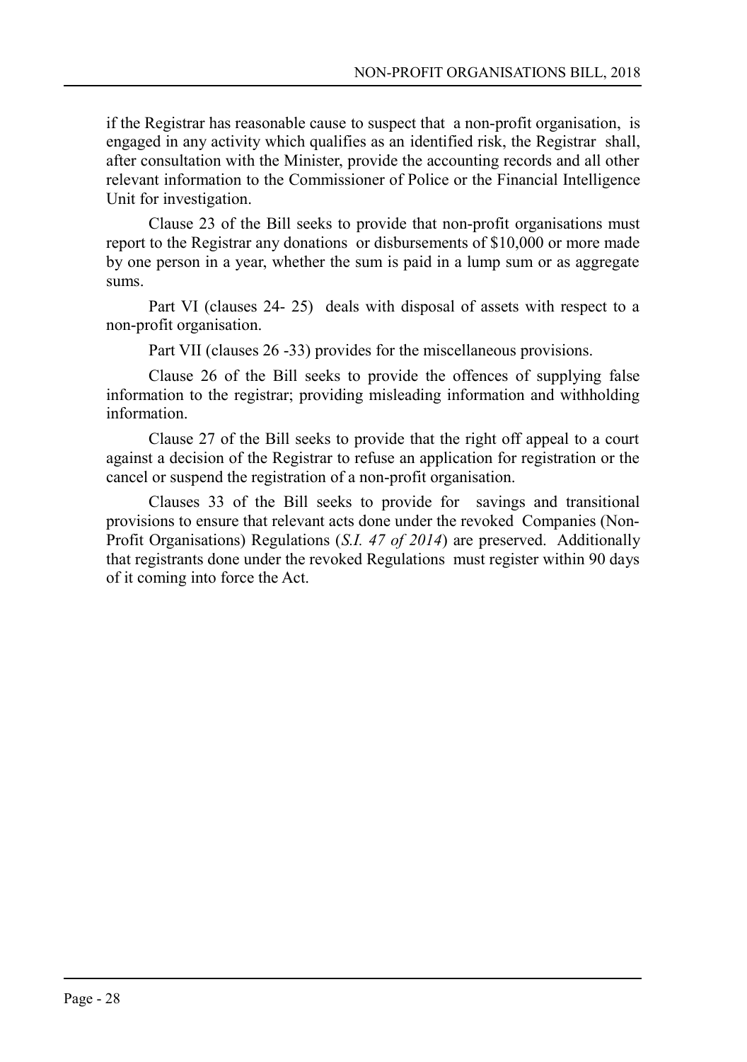if the Registrar has reasonable cause to suspect that a non-profit organisation, is engaged in any activity which qualifies as an identified risk, the Registrar shall, after consultation with the Minister, provide the accounting records and all other relevant information to the Commissioner of Police or the Financial Intelligence Unit for investigation.

Clause 23 of the Bill seeks to provide that non-profit organisations must report to the Registrar any donations or disbursements of $10,000 or more made by one person in a year, whether the sum is paid in a lump sum or as aggregate sums.

Part VI (clauses 24- 25) deals with disposal of assets with respect to a non-profit organisation.

Part VII (clauses 26 -33) provides for the miscellaneous provisions.

Clause 26 of the Bill seeks to provide the offences of supplying false information to the registrar; providing misleading information and withholding information.

Clause 27 of the Bill seeks to provide that the right off appeal to a court against a decision of the Registrar to refuse an application for registration or the cancel or suspend the registration of a non-profit organisation.

Clauses 33 of the Bill seeks to provide for savings and transitional provisions to ensure that relevant acts done under the revoked Companies (Non-Profit Organisations) Regulations (*S.I. 47 of 2014*) are preserved. Additionally that registrants done under the revoked Regulations must register within 90 days of it coming into force the Act.